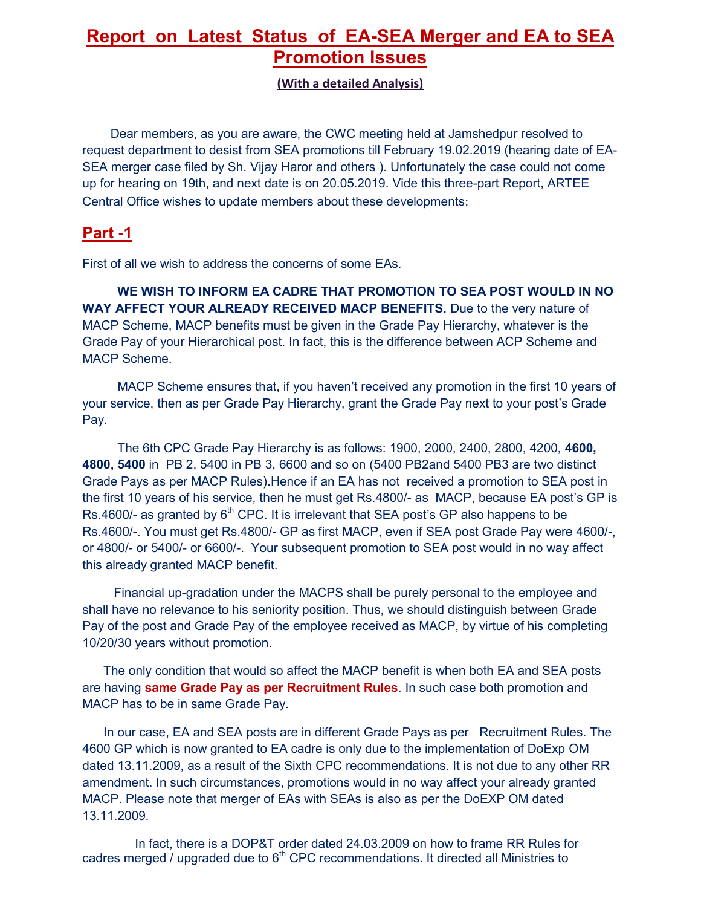# Report on Latest Status of EA-SEA Merger and EA to SEA Promotion Issues

**(With a detailed Analysis)**

Dear members, as you are aware, the CWC meeting held at Jamshedpur resolved to request department to desist from SEA promotions till February 19.02.2019 (hearing date of EA-SEA merger case filed by Sh. Vijay Haror and others ). Unfortunately the case could not come up for hearing on 19th, and next date is on 20.05.2019. Vide this three-part Report, ARTEE Central Office wishes to update members about these developments:

## Part -1

First of all we wish to address the concerns of some EAs.

**WE WISH TO INFORM EA CADRE THAT PROMOTION TO SEA POST WOULD IN NO WAY AFFECT YOUR ALREADY RECEIVED MACP BENEFITS.** Due to the very nature of MACP Scheme, MACP benefits must be given in the Grade Pay Hierarchy, whatever is the Grade Pay of your Hierarchical post. In fact, this is the difference between ACP Scheme and MACP Scheme.

MACP Scheme ensures that, if you haven't received any promotion in the first 10 years of your service, then as per Grade Pay Hierarchy, grant the Grade Pay next to your post's Grade Pay.

The 6th CPC Grade Pay Hierarchy is as follows: 1900, 2000, 2400, 2800, 4200, **4600, 4800, 5400** in PB 2, 5400 in PB 3, 6600 and so on (5400 PB2and 5400 PB3 are two distinct Grade Pays as per MACP Rules).Hence if an EA has not received a promotion to SEA post in the first 10 years of his service, then he must get Rs.4800/- as MACP, because EA post's GP is Rs.4600/- as granted by 6th CPC. It is irrelevant that SEA post's GP also happens to be Rs.4600/-. You must get Rs.4800/- GP as first MACP, even if SEA post Grade Pay were 4600/-, or 4800/- or 5400/- or 6600/-. Your subsequent promotion to SEA post would in no way affect this already granted MACP benefit.

Financial up-gradation under the MACPS shall be purely personal to the employee and shall have no relevance to his seniority position. Thus, we should distinguish between Grade Pay of the post and Grade Pay of the employee received as MACP, by virtue of his completing 10/20/30 years without promotion.

The only condition that would so affect the MACP benefit is when both EA and SEA posts are having **same Grade Pay as per Recruitment Rules**. In such case both promotion and MACP has to be in same Grade Pay.

In our case, EA and SEA posts are in different Grade Pays as per Recruitment Rules. The 4600 GP which is now granted to EA cadre is only due to the implementation of DoExp OM dated 13.11.2009, as a result of the Sixth CPC recommendations. It is not due to any other RR amendment. In such circumstances, promotions would in no way affect your already granted MACP. Please note that merger of EAs with SEAs is also as per the DoEXP OM dated 13.11.2009.

In fact, there is a DOP&T order dated 24.03.2009 on how to frame RR Rules for cadres merged / upgraded due to 6th CPC recommendations. It directed all Ministries to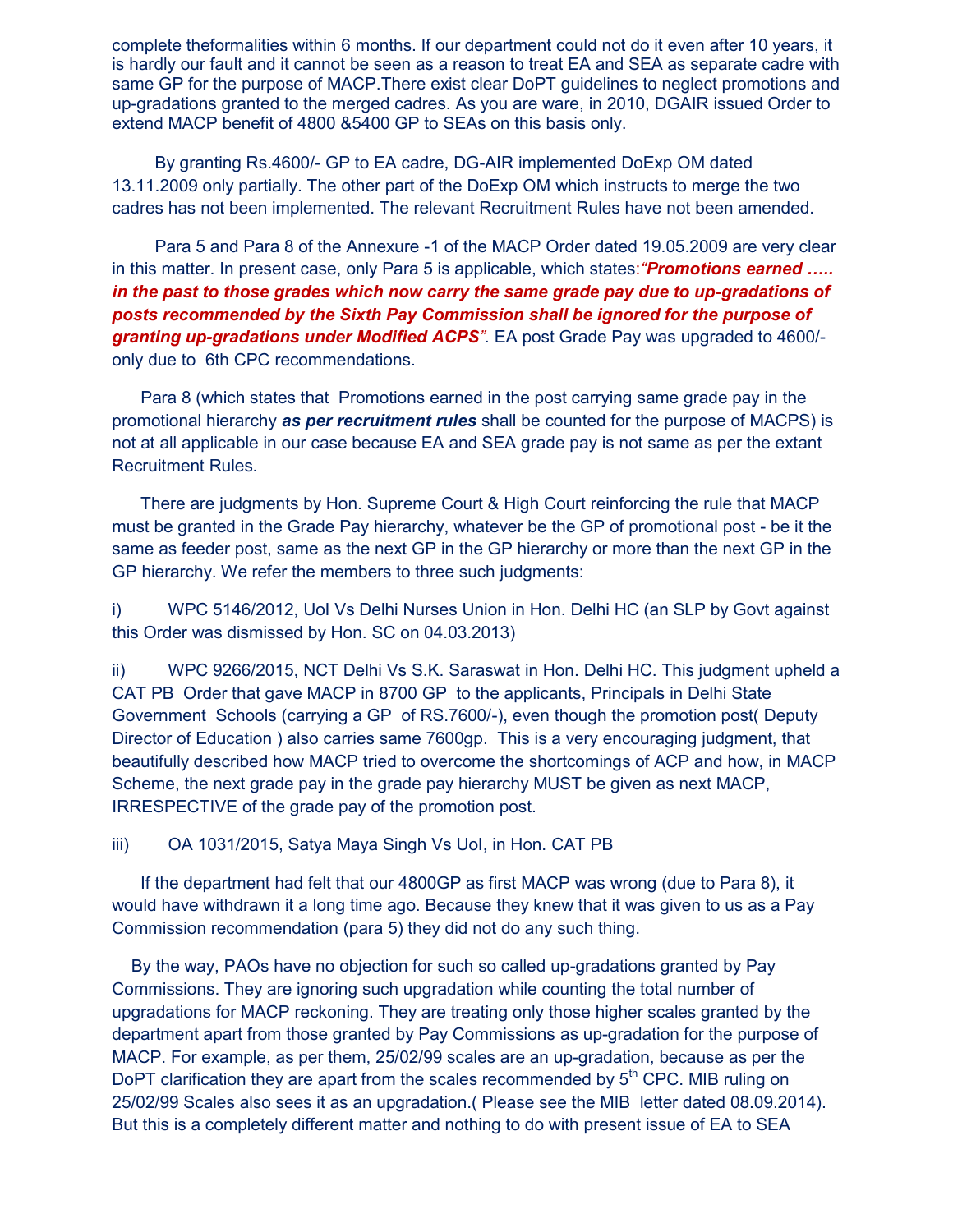complete theformalities within 6 months. If our department could not do it even after 10 years, it is hardly our fault and it cannot be seen as a reason to treat EA and SEA as separate cadre with same GP for the purpose of MACP.There exist clear DoPT guidelines to neglect promotions and up-gradations granted to the merged cadres. As you are ware, in 2010, DGAIR issued Order to extend MACP benefit of 4800 &5400 GP to SEAs on this basis only.

By granting Rs.4600/- GP to EA cadre, DG-AIR implemented DoExp OM dated 13.11.2009 only partially. The other part of the DoExp OM which instructs to merge the two cadres has not been implemented. The relevant Recruitment Rules have not been amended.

Para 5 and Para 8 of the Annexure -1 of the MACP Order dated 19.05.2009 are very clear in this matter. In present case, only Para 5 is applicable, which states:***"Promotions earned ….. in the past to those grades which now carry the same grade pay due to up-gradations of posts recommended by the Sixth Pay Commission shall be ignored for the purpose of granting up-gradations under Modified ACPS"***. EA post Grade Pay was upgraded to 4600/- only due to 6th CPC recommendations.

Para 8 (which states that Promotions earned in the post carrying same grade pay in the promotional hierarchy ***as per recruitment rules*** shall be counted for the purpose of MACPS) is not at all applicable in our case because EA and SEA grade pay is not same as per the extant Recruitment Rules.

There are judgments by Hon. Supreme Court & High Court reinforcing the rule that MACP must be granted in the Grade Pay hierarchy, whatever be the GP of promotional post - be it the same as feeder post, same as the next GP in the GP hierarchy or more than the next GP in the GP hierarchy. We refer the members to three such judgments:

i) WPC 5146/2012, UoI Vs Delhi Nurses Union in Hon. Delhi HC (an SLP by Govt against this Order was dismissed by Hon. SC on 04.03.2013)

ii) WPC 9266/2015, NCT Delhi Vs S.K. Saraswat in Hon. Delhi HC. This judgment upheld a CAT PB Order that gave MACP in 8700 GP to the applicants, Principals in Delhi State Government Schools (carrying a GP of RS.7600/-), even though the promotion post( Deputy Director of Education ) also carries same 7600gp. This is a very encouraging judgment, that beautifully described how MACP tried to overcome the shortcomings of ACP and how, in MACP Scheme, the next grade pay in the grade pay hierarchy MUST be given as next MACP, IRRESPECTIVE of the grade pay of the promotion post.

iii) OA 1031/2015, Satya Maya Singh Vs UoI, in Hon. CAT PB

If the department had felt that our 4800GP as first MACP was wrong (due to Para 8), it would have withdrawn it a long time ago. Because they knew that it was given to us as a Pay Commission recommendation (para 5) they did not do any such thing.

By the way, PAOs have no objection for such so called up-gradations granted by Pay Commissions. They are ignoring such upgradation while counting the total number of upgradations for MACP reckoning. They are treating only those higher scales granted by the department apart from those granted by Pay Commissions as up-gradation for the purpose of MACP. For example, as per them, 25/02/99 scales are an up-gradation, because as per the DoPT clarification they are apart from the scales recommended by 5th CPC. MIB ruling on 25/02/99 Scales also sees it as an upgradation.( Please see the MIB letter dated 08.09.2014). But this is a completely different matter and nothing to do with present issue of EA to SEA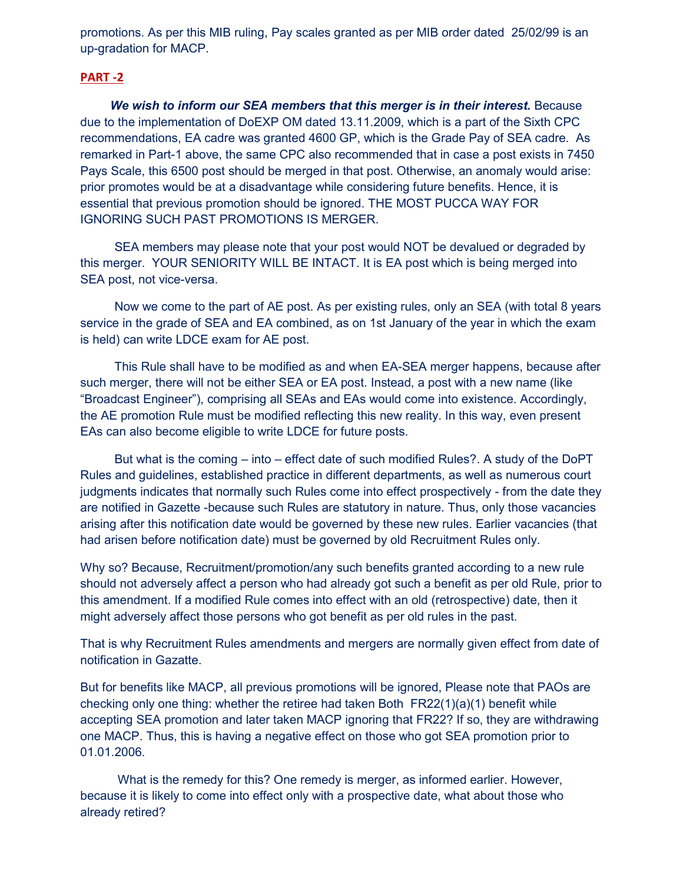promotions. As per this MIB ruling, Pay scales granted as per MIB order dated 25/02/99 is an up-gradation for MACP.

## PART -2

***We wish to inform our SEA members that this merger is in their interest.*** Because due to the implementation of DoEXP OM dated 13.11.2009, which is a part of the Sixth CPC recommendations, EA cadre was granted 4600 GP, which is the Grade Pay of SEA cadre. As remarked in Part-1 above, the same CPC also recommended that in case a post exists in 7450 Pays Scale, this 6500 post should be merged in that post. Otherwise, an anomaly would arise: prior promotes would be at a disadvantage while considering future benefits. Hence, it is essential that previous promotion should be ignored. THE MOST PUCCA WAY FOR IGNORING SUCH PAST PROMOTIONS IS MERGER.

SEA members may please note that your post would NOT be devalued or degraded by this merger. YOUR SENIORITY WILL BE INTACT. It is EA post which is being merged into SEA post, not vice-versa.

Now we come to the part of AE post. As per existing rules, only an SEA (with total 8 years service in the grade of SEA and EA combined, as on 1st January of the year in which the exam is held) can write LDCE exam for AE post.

This Rule shall have to be modified as and when EA-SEA merger happens, because after such merger, there will not be either SEA or EA post. Instead, a post with a new name (like "Broadcast Engineer"), comprising all SEAs and EAs would come into existence. Accordingly, the AE promotion Rule must be modified reflecting this new reality. In this way, even present EAs can also become eligible to write LDCE for future posts.

But what is the coming – into – effect date of such modified Rules?. A study of the DoPT Rules and guidelines, established practice in different departments, as well as numerous court judgments indicates that normally such Rules come into effect prospectively - from the date they are notified in Gazette -because such Rules are statutory in nature. Thus, only those vacancies arising after this notification date would be governed by these new rules. Earlier vacancies (that had arisen before notification date) must be governed by old Recruitment Rules only.

Why so? Because, Recruitment/promotion/any such benefits granted according to a new rule should not adversely affect a person who had already got such a benefit as per old Rule, prior to this amendment. If a modified Rule comes into effect with an old (retrospective) date, then it might adversely affect those persons who got benefit as per old rules in the past.

That is why Recruitment Rules amendments and mergers are normally given effect from date of notification in Gazette.

But for benefits like MACP, all previous promotions will be ignored, Please note that PAOs are checking only one thing: whether the retiree had taken Both FR22(1)(a)(1) benefit while accepting SEA promotion and later taken MACP ignoring that FR22? If so, they are withdrawing one MACP. Thus, this is having a negative effect on those who got SEA promotion prior to 01.01.2006.

What is the remedy for this? One remedy is merger, as informed earlier. However, because it is likely to come into effect only with a prospective date, what about those who already retired?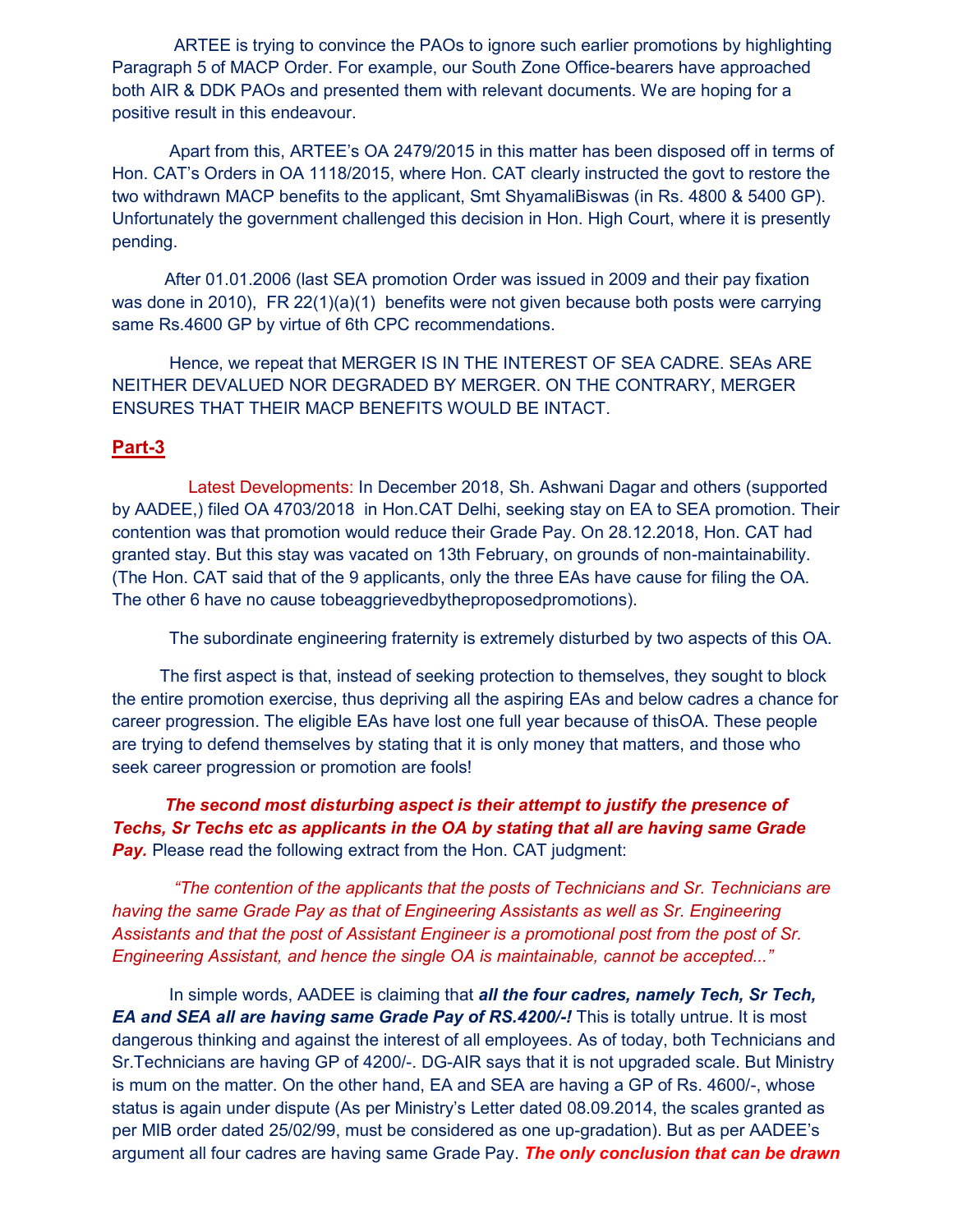ARTEE is trying to convince the PAOs to ignore such earlier promotions by highlighting Paragraph 5 of MACP Order. For example, our South Zone Office-bearers have approached both AIR & DDK PAOs and presented them with relevant documents. We are hoping for a positive result in this endeavour.

Apart from this, ARTEE's OA 2479/2015 in this matter has been disposed off in terms of Hon. CAT's Orders in OA 1118/2015, where Hon. CAT clearly instructed the govt to restore the two withdrawn MACP benefits to the applicant, Smt ShyamaliBiswas (in Rs. 4800 & 5400 GP). Unfortunately the government challenged this decision in Hon. High Court, where it is presently pending.

After 01.01.2006 (last SEA promotion Order was issued in 2009 and their pay fixation was done in 2010), FR 22(1)(a)(1) benefits were not given because both posts were carrying same Rs.4600 GP by virtue of 6th CPC recommendations.

Hence, we repeat that MERGER IS IN THE INTEREST OF SEA CADRE. SEAs ARE NEITHER DEVALUED NOR DEGRADED BY MERGER. ON THE CONTRARY, MERGER ENSURES THAT THEIR MACP BENEFITS WOULD BE INTACT.

## Part-3

Latest Developments: In December 2018, Sh. Ashwani Dagar and others (supported by AADEE,) filed OA 4703/2018 in Hon.CAT Delhi, seeking stay on EA to SEA promotion. Their contention was that promotion would reduce their Grade Pay. On 28.12.2018, Hon. CAT had granted stay. But this stay was vacated on 13th February, on grounds of non-maintainability. (The Hon. CAT said that of the 9 applicants, only the three EAs have cause for filing the OA. The other 6 have no cause tobeaggrievedbytheproposedpromotions).

The subordinate engineering fraternity is extremely disturbed by two aspects of this OA.

The first aspect is that, instead of seeking protection to themselves, they sought to block the entire promotion exercise, thus depriving all the aspiring EAs and below cadres a chance for career progression. The eligible EAs have lost one full year because of thisOA. These people are trying to defend themselves by stating that it is only money that matters, and those who seek career progression or promotion are fools!

***The second most disturbing aspect is their attempt to justify the presence of Techs, Sr Techs etc as applicants in the OA by stating that all are having same Grade Pay.*** Please read the following extract from the Hon. CAT judgment:

*"The contention of the applicants that the posts of Technicians and Sr. Technicians are having the same Grade Pay as that of Engineering Assistants as well as Sr. Engineering Assistants and that the post of Assistant Engineer is a promotional post from the post of Sr. Engineering Assistant, and hence the single OA is maintainable, cannot be accepted..."*

In simple words, AADEE is claiming that ***all the four cadres, namely Tech, Sr Tech, EA and SEA all are having same Grade Pay of RS.4200/-!*** This is totally untrue. It is most dangerous thinking and against the interest of all employees. As of today, both Technicians and Sr.Technicians are having GP of 4200/-. DG-AIR says that it is not upgraded scale. But Ministry is mum on the matter. On the other hand, EA and SEA are having a GP of Rs. 4600/-, whose status is again under dispute (As per Ministry's Letter dated 08.09.2014, the scales granted as per MIB order dated 25/02/99, must be considered as one up-gradation). But as per AADEE's argument all four cadres are having same Grade Pay. ***The only conclusion that can be drawn***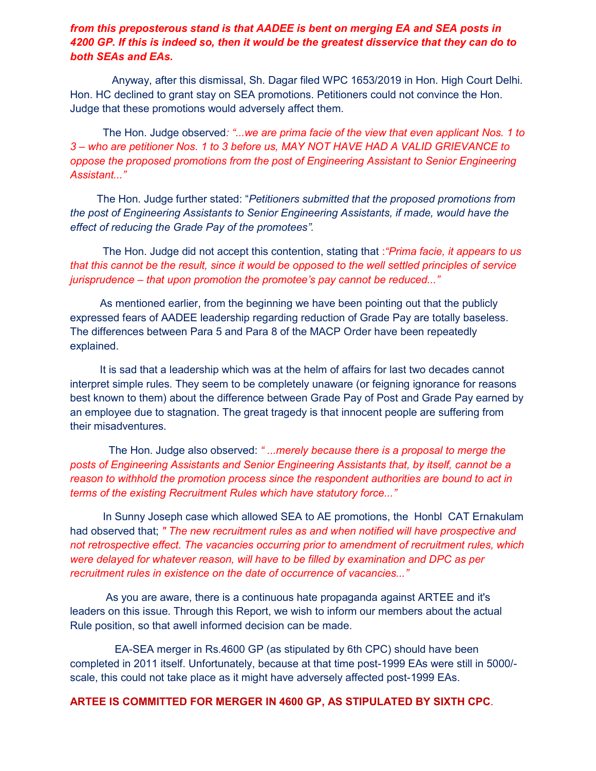***from this preposterous stand is that AADEE is bent on merging EA and SEA posts in 4200 GP. If this is indeed so, then it would be the greatest disservice that they can do to both SEAs and EAs.***

Anyway, after this dismissal, Sh. Dagar filed WPC 1653/2019 in Hon. High Court Delhi. Hon. HC declined to grant stay on SEA promotions. Petitioners could not convince the Hon. Judge that these promotions would adversely affect them.

The Hon. Judge observed*: "...we are prima facie of the view that even applicant Nos. 1 to 3 – who are petitioner Nos. 1 to 3 before us, MAY NOT HAVE HAD A VALID GRIEVANCE to oppose the proposed promotions from the post of Engineering Assistant to Senior Engineering Assistant..."*

The Hon. Judge further stated: "*Petitioners submitted that the proposed promotions from the post of Engineering Assistants to Senior Engineering Assistants, if made, would have the effect of reducing the Grade Pay of the promotees".*

The Hon. Judge did not accept this contention, stating that :*"Prima facie, it appears to us that this cannot be the result, since it would be opposed to the well settled principles of service jurisprudence – that upon promotion the promotee's pay cannot be reduced..."*

As mentioned earlier, from the beginning we have been pointing out that the publicly expressed fears of AADEE leadership regarding reduction of Grade Pay are totally baseless. The differences between Para 5 and Para 8 of the MACP Order have been repeatedly explained.

It is sad that a leadership which was at the helm of affairs for last two decades cannot interpret simple rules. They seem to be completely unaware (or feigning ignorance for reasons best known to them) about the difference between Grade Pay of Post and Grade Pay earned by an employee due to stagnation. The great tragedy is that innocent people are suffering from their misadventures.

The Hon. Judge also observed: *" ...merely because there is a proposal to merge the posts of Engineering Assistants and Senior Engineering Assistants that, by itself, cannot be a reason to withhold the promotion process since the respondent authorities are bound to act in terms of the existing Recruitment Rules which have statutory force..."*

In Sunny Joseph case which allowed SEA to AE promotions, the Honbl CAT Ernakulam had observed that; *" The new recruitment rules as and when notified will have prospective and not retrospective effect. The vacancies occurring prior to amendment of recruitment rules, which were delayed for whatever reason, will have to be filled by examination and DPC as per recruitment rules in existence on the date of occurrence of vacancies..."*

As you are aware, there is a continuous hate propaganda against ARTEE and it's leaders on this issue. Through this Report, we wish to inform our members about the actual Rule position, so that awell informed decision can be made.

EA-SEA merger in Rs.4600 GP (as stipulated by 6th CPC) should have been completed in 2011 itself. Unfortunately, because at that time post-1999 EAs were still in 5000/- scale, this could not take place as it might have adversely affected post-1999 EAs.

**ARTEE IS COMMITTED FOR MERGER IN 4600 GP, AS STIPULATED BY SIXTH CPC**.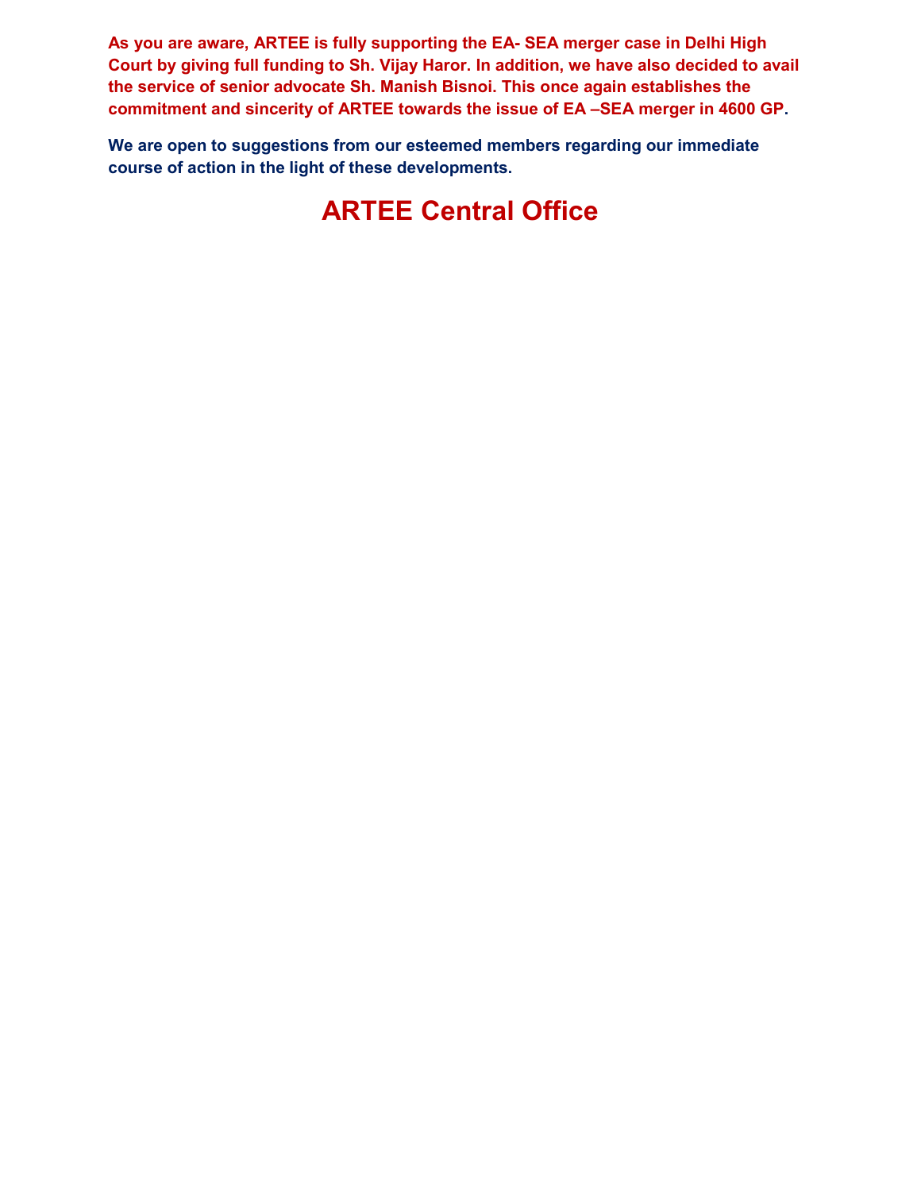**As you are aware, ARTEE is fully supporting the EA- SEA merger case in Delhi High Court by giving full funding to Sh. Vijay Haror. In addition, we have also decided to avail the service of senior advocate Sh. Manish Bisnoi. This once again establishes the commitment and sincerity of ARTEE towards the issue of EA –SEA merger in 4600 GP.**

**We are open to suggestions from our esteemed members regarding our immediate course of action in the light of these developments.**

# ARTEE Central Office